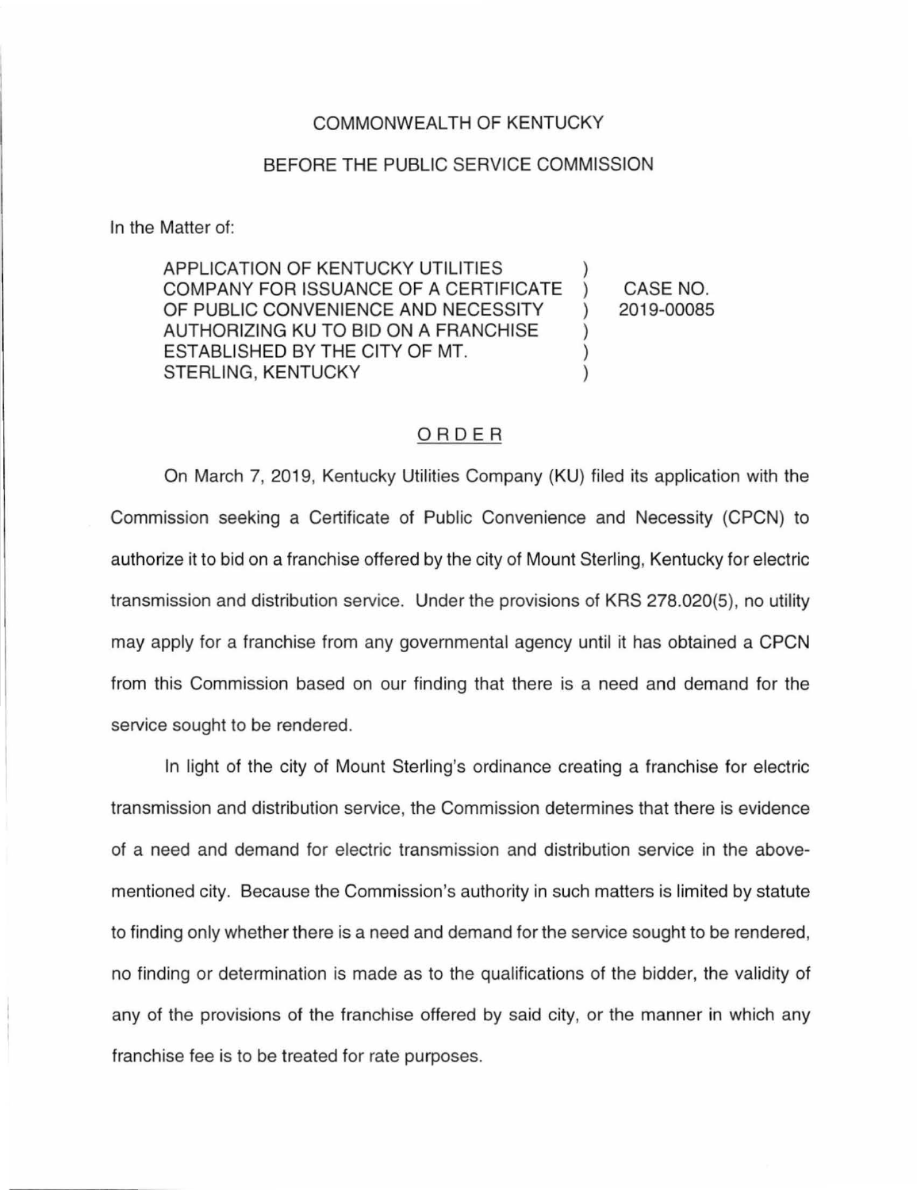COMMONWEALTH OF KENTUCKY

BEFORE THE PUBLIC SERVICE COMMISSION

In the Matter of:

| | | |
|---|---|---|
| APPLICATION OF KENTUCKY UTILITIES COMPANY FOR ISSUANCE OF A CERTIFICATE OF PUBLIC CONVENIENCE AND NECESSITY AUTHORIZING KU TO BID ON A FRANCHISE ESTABLISHED BY THE CITY OF MT. STERLING, KENTUCKY | ) ) ) ) ) ) | CASE NO. 2019-00085 |

## ORDER

On March 7, 2019, Kentucky Utilities Company (KU) filed its application with the Commission seeking a Certificate of Public Convenience and Necessity (CPCN) to authorize it to bid on a franchise offered by the city of Mount Sterling, Kentucky for electric transmission and distribution service. Under the provisions of KRS 278.020(5), no utility may apply for a franchise from any governmental agency until it has obtained a CPCN from this Commission based on our finding that there is a need and demand for the service sought to be rendered.

In light of the city of Mount Sterling's ordinance creating a franchise for electric transmission and distribution service, the Commission determines that there is evidence of a need and demand for electric transmission and distribution service in the above-mentioned city. Because the Commission's authority in such matters is limited by statute to finding only whether there is a need and demand for the service sought to be rendered, no finding or determination is made as to the qualifications of the bidder, the validity of any of the provisions of the franchise offered by said city, or the manner in which any franchise fee is to be treated for rate purposes.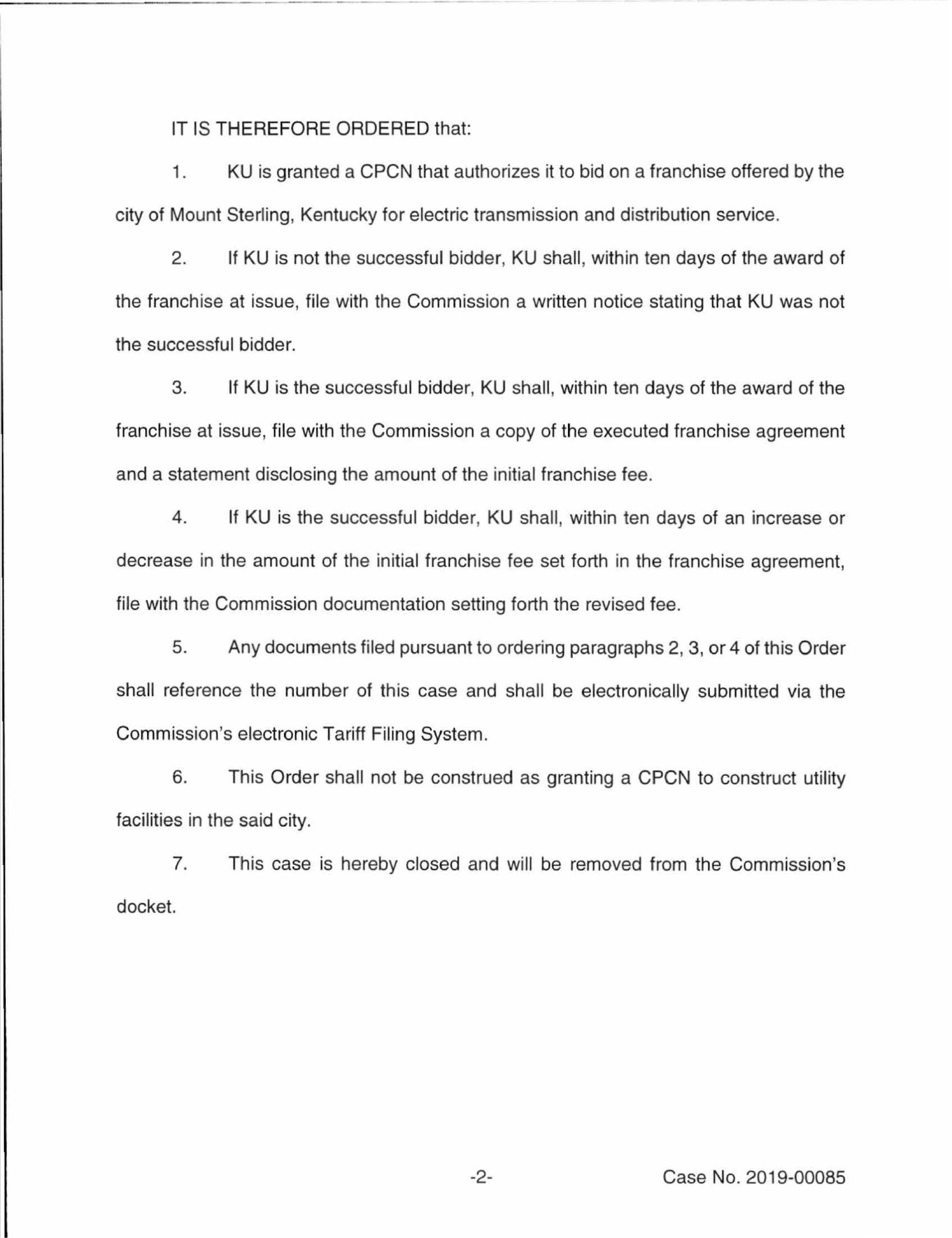IT IS THEREFORE ORDERED that:

1. KU is granted a CPCN that authorizes it to bid on a franchise offered by the city of Mount Sterling, Kentucky for electric transmission and distribution service.

2. If KU is not the successful bidder, KU shall, within ten days of the award of the franchise at issue, file with the Commission a written notice stating that KU was not the successful bidder.

3. If KU is the successful bidder, KU shall, within ten days of the award of the franchise at issue, file with the Commission a copy of the executed franchise agreement and a statement disclosing the amount of the initial franchise fee.

4. If KU is the successful bidder, KU shall, within ten days of an increase or decrease in the amount of the initial franchise fee set forth in the franchise agreement, file with the Commission documentation setting forth the revised fee.

5. Any documents filed pursuant to ordering paragraphs 2, 3, or 4 of this Order shall reference the number of this case and shall be electronically submitted via the Commission's electronic Tariff Filing System.

6. This Order shall not be construed as granting a CPCN to construct utility facilities in the said city.

7. This case is hereby closed and will be removed from the Commission's docket.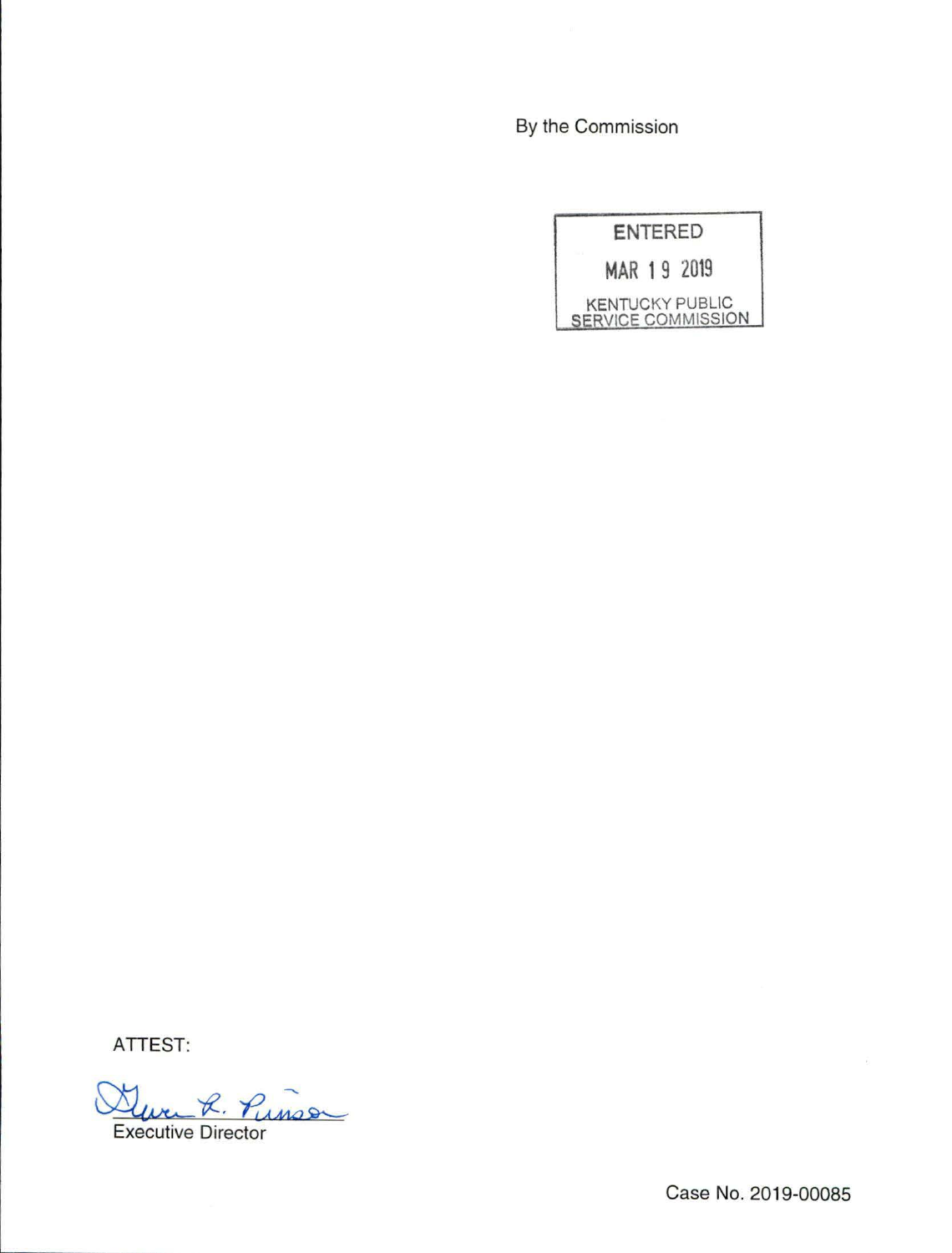By the Commission

ENTERED

MAR 19 2019

KENTUCKY PUBLIC SERVICE COMMISSION

ATTEST:

Executive Director

Case No. 2019-00085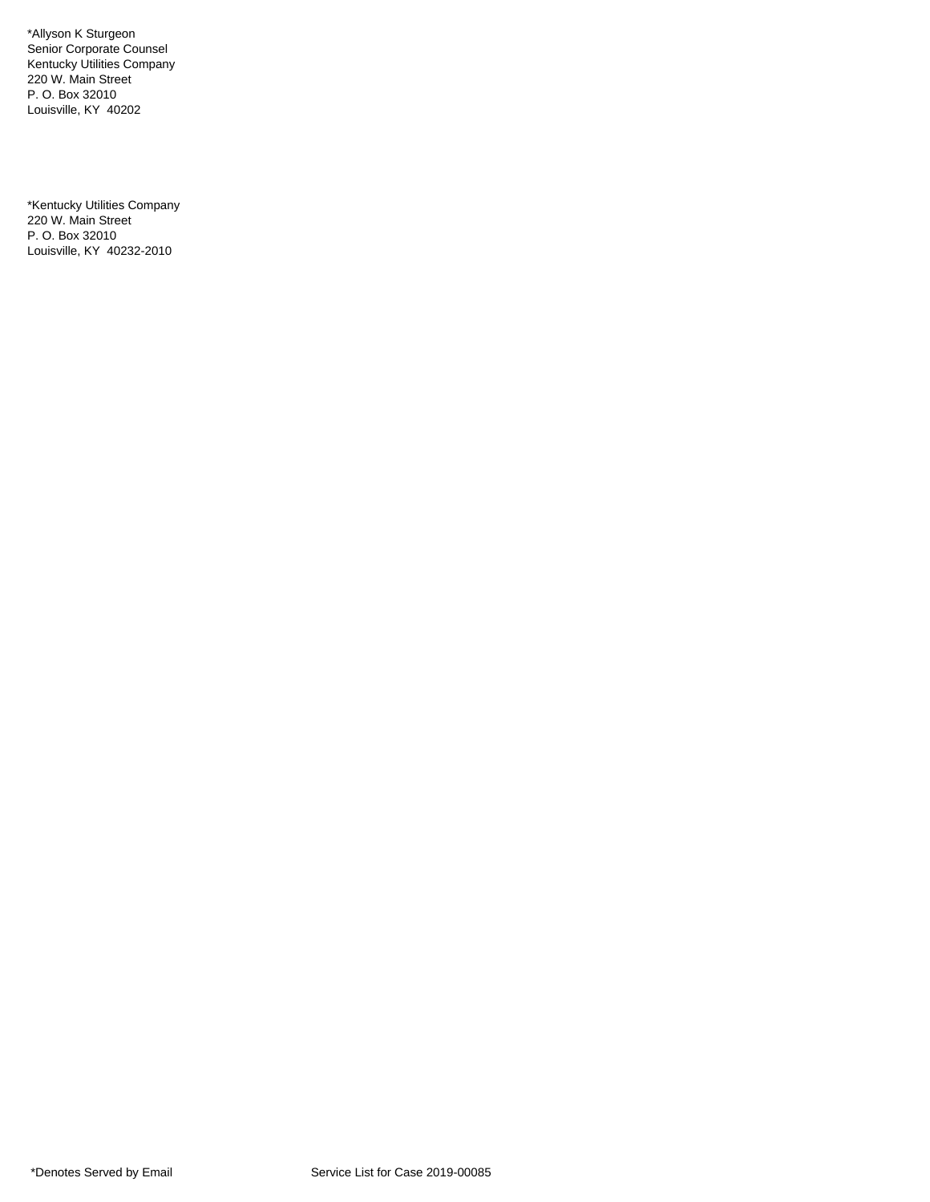*Allyson K Sturgeon
Senior Corporate Counsel
Kentucky Utilities Company
220 W. Main Street
P. O. Box 32010
Louisville, KY 40202

*Kentucky Utilities Company
220 W. Main Street
P. O. Box 32010
Louisville, KY 40232-2010

*Denotes Served by Email

Service List for Case 2019-00085